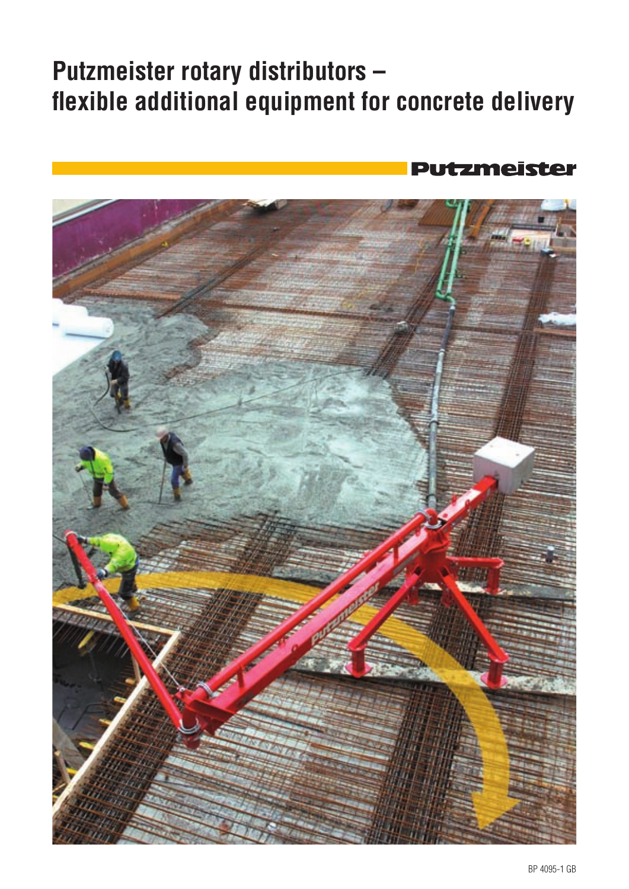# Putzmeister rotary distributors – flexible additional equipment for concrete delivery

Putzmeister

BP 4095-1 GB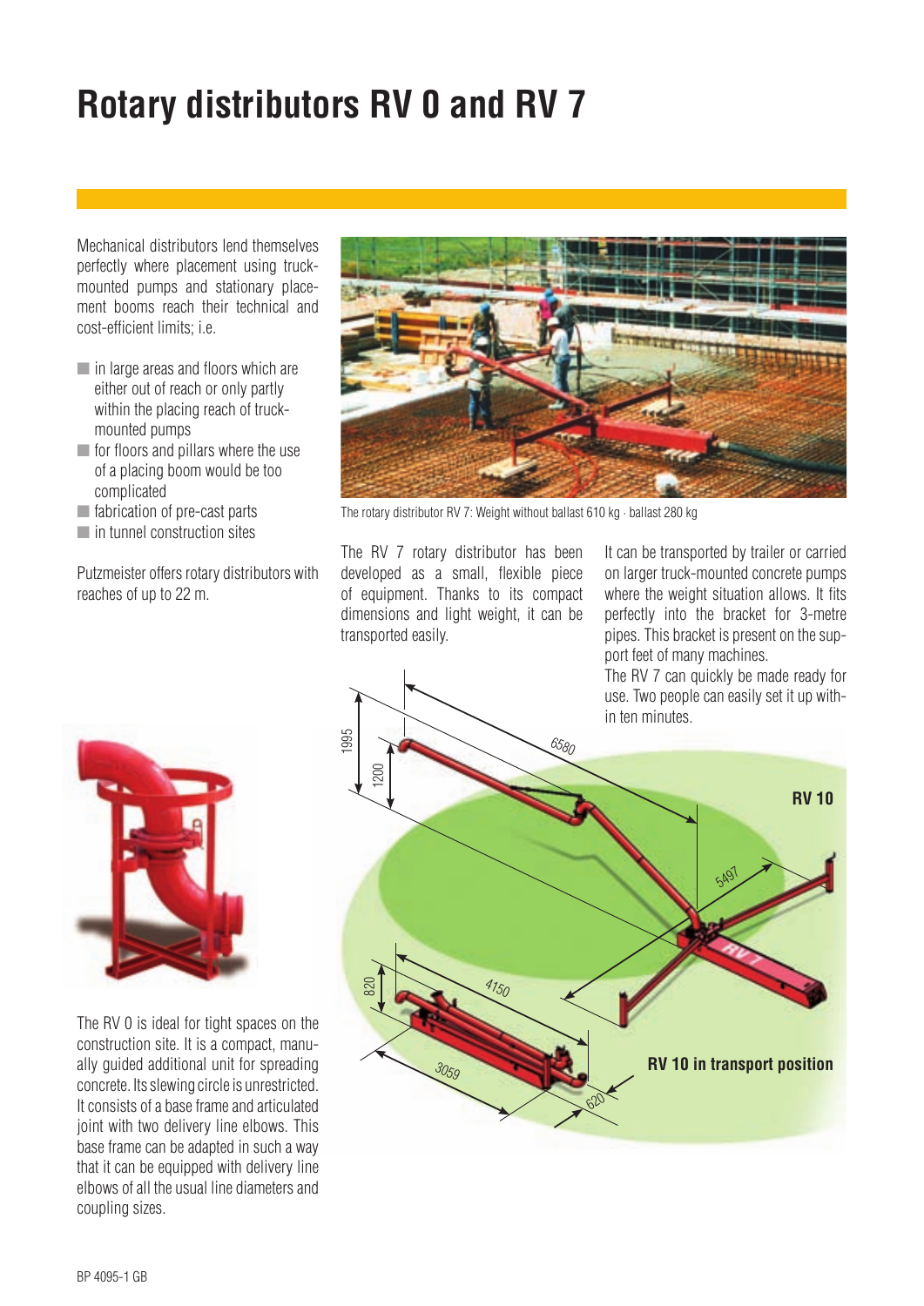# Rotary distributors RV 0 and RV 7

Mechanical distributors lend themselves perfectly where placement using truck-mounted pumps and stationary placement booms reach their technical and cost-efficient limits; i.e.

- in large areas and floors which are either out of reach or only partly within the placing reach of truck-mounted pumps
- for floors and pillars where the use of a placing boom would be too complicated
- fabrication of pre-cast parts
- in tunnel construction sites

Putzmeister offers rotary distributors with reaches of up to 22 m.

The rotary distributor RV 7: Weight without ballast 610 kg · ballast 280 kg

The RV 7 rotary distributor has been developed as a small, flexible piece of equipment. Thanks to its compact dimensions and light weight, it can be transported easily.

It can be transported by trailer or carried on larger truck-mounted concrete pumps where the weight situation allows. It fits perfectly into the bracket for 3-metre pipes. This bracket is present on the support feet of many machines.

The RV 7 can quickly be made ready for use. Two people can easily set it up within ten minutes.

RV 10

RV 10 in transport position

The RV 0 is ideal for tight spaces on the construction site. It is a compact, manually guided additional unit for spreading concrete. Its slewing circle is unrestricted. It consists of a base frame and articulated joint with two delivery line elbows. This base frame can be adapted in such a way that it can be equipped with delivery line elbows of all the usual line diameters and coupling sizes.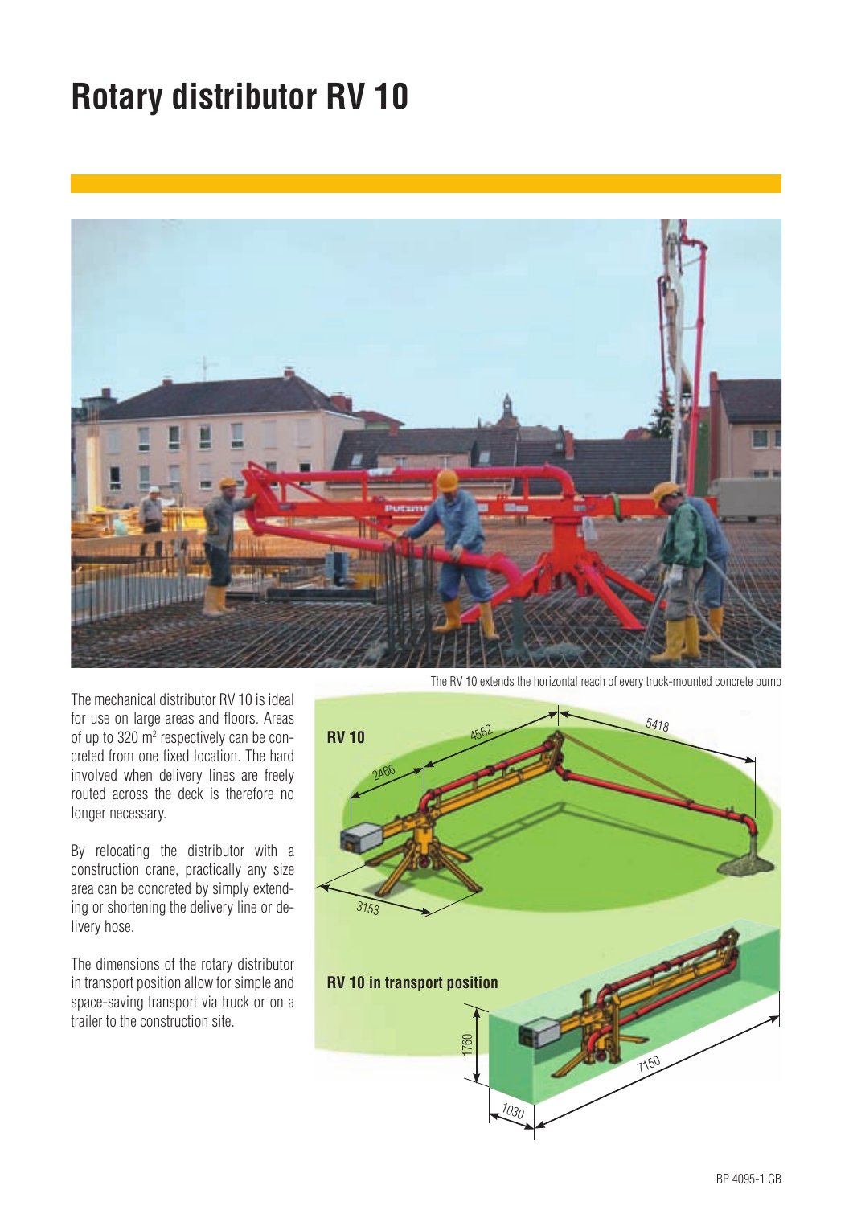# Rotary distributor RV 10

The RV 10 extends the horizontal reach of every truck-mounted concrete pump

The mechanical distributor RV 10 is ideal for use on large areas and floors. Areas of up to 320 m² respectively can be concreted from one fixed location. The hard involved when delivery lines are freely routed across the deck is therefore no longer necessary.

By relocating the distributor with a construction crane, practically any size area can be concreted by simply extending or shortening the delivery line or delivery hose.

The dimensions of the rotary distributor in transport position allow for simple and space-saving transport via truck or on a trailer to the construction site.

**RV 10**

2466

4562

5418

3153

**RV 10 in transport position**

1760

7150

1030

BP 4095-1 GB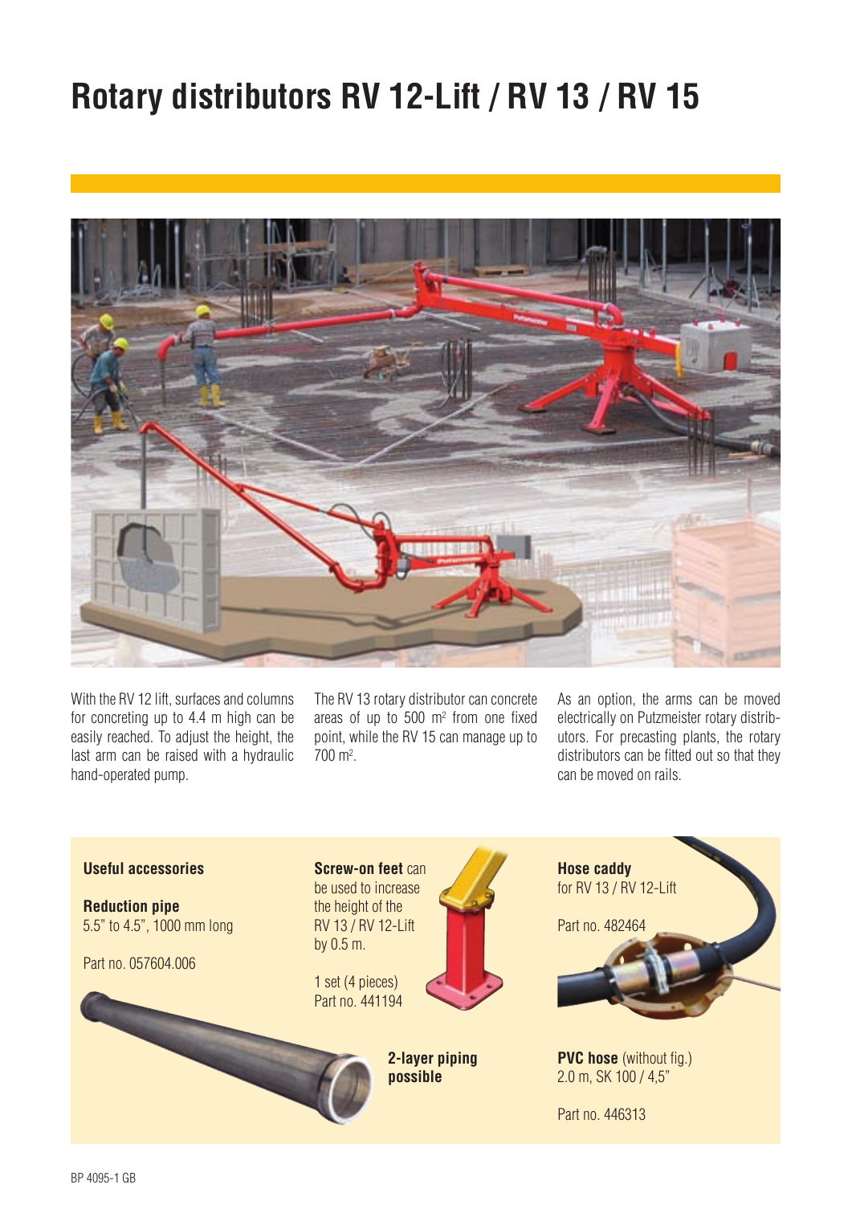# Rotary distributors RV 12-Lift / RV 13 / RV 15

With the RV 12 lift, surfaces and columns for concreting up to 4.4 m high can be easily reached. To adjust the height, the last arm can be raised with a hydraulic hand-operated pump.

The RV 13 rotary distributor can concrete areas of up to 500 m$^2$ from one fixed point, while the RV 15 can manage up to 700 m$^2$.

As an option, the arms can be moved electrically on Putzmeister rotary distributors. For precasting plants, the rotary distributors can be fitted out so that they can be moved on rails.

**Useful accessories**

**Reduction pipe**
5.5" to 4.5", 1000 mm long

Part no. 057604.006

**Screw-on feet** can be used to increase the height of the RV 13 / RV 12-Lift by 0.5 m.

1 set (4 pieces)
Part no. 441194

**2-layer piping possible**

**Hose caddy**
for RV 13 / RV 12-Lift

Part no. 482464

**PVC hose** (without fig.)
2.0 m, SK 100 / 4,5"

Part no. 446313

BP 4095-1 GB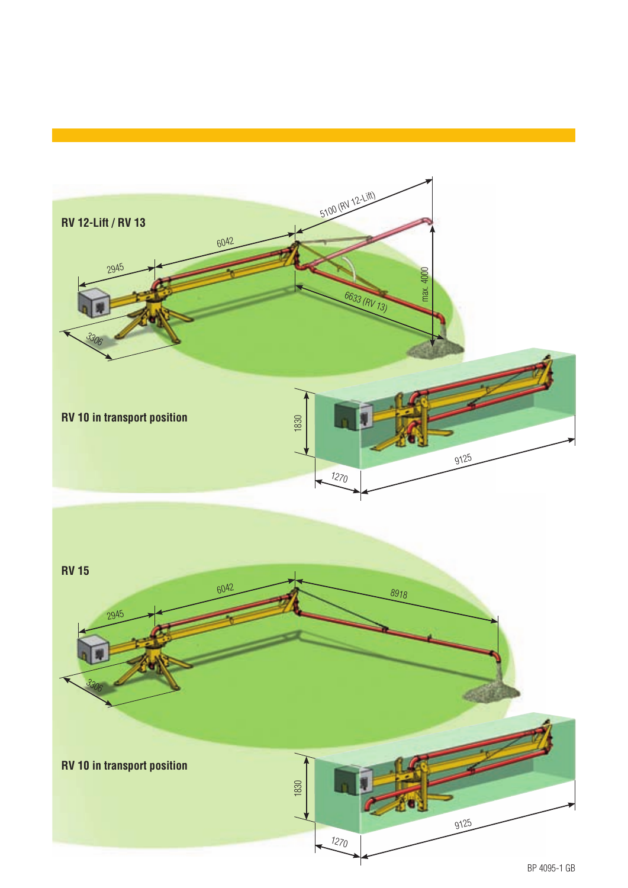**RV 12-Lift / RV 13**

5100 (RV 12-Lift)

6042

2945

3306

6633 (RV 13)

max. 4000

**RV 10 in transport position**

1830

1270

9125

**RV 15**

6042

8918

2945

3306

**RV 10 in transport position**

1830

1270

9125

BP 4095-1 GB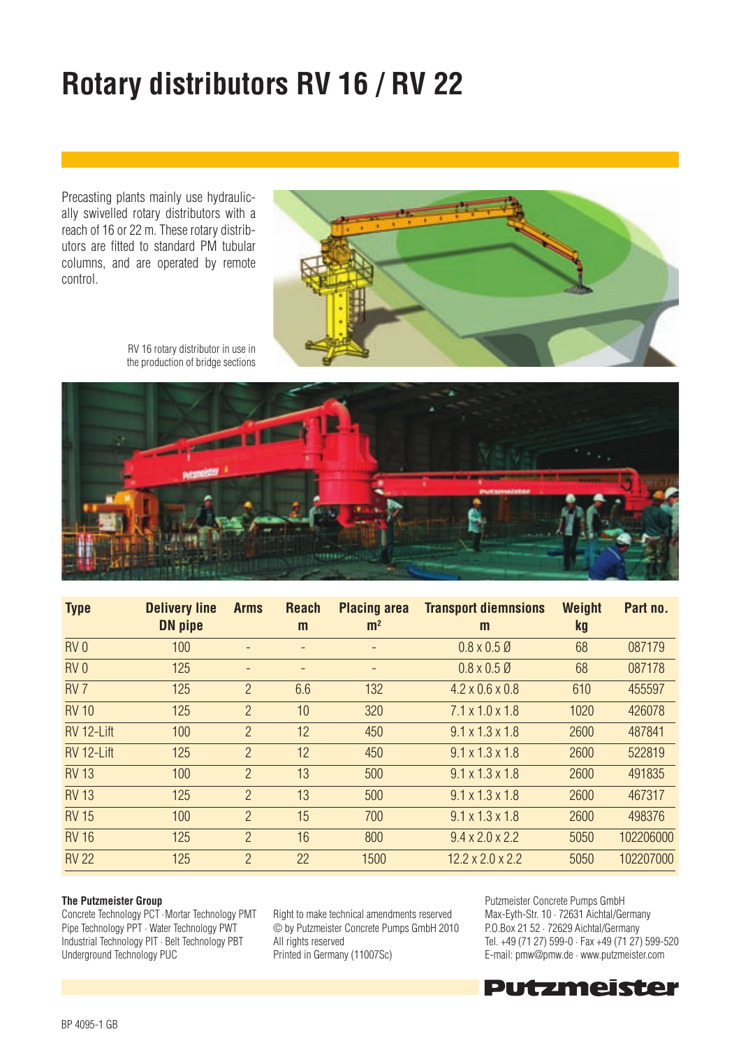# Rotary distributors RV 16 / RV 22

Precasting plants mainly use hydraulically swivelled rotary distributors with a reach of 16 or 22 m. These rotary distributors are fitted to standard PM tubular columns, and are operated by remote control.

RV 16 rotary distributor in use in the production of bridge sections

| Type | Delivery line DN pipe | Arms | Reach m | Placing area m² | Transport diemnsions m | Weight kg | Part no. |
|---|---|---|---|---|---|---|---|
| RV 0 | 100 | - | - | - | 0.8 x 0.5 Ø | 68 | 087179 |
| RV 0 | 125 | - | - | - | 0.8 x 0.5 Ø | 68 | 087178 |
| RV 7 | 125 | 2 | 6.6 | 132 | 4.2 x 0.6 x 0.8 | 610 | 455597 |
| RV 10 | 125 | 2 | 10 | 320 | 7.1 x 1.0 x 1.8 | 1020 | 426078 |
| RV 12-Lift | 100 | 2 | 12 | 450 | 9.1 x 1.3 x 1.8 | 2600 | 487841 |
| RV 12-Lift | 125 | 2 | 12 | 450 | 9.1 x 1.3 x 1.8 | 2600 | 522819 |
| RV 13 | 100 | 2 | 13 | 500 | 9.1 x 1.3 x 1.8 | 2600 | 491835 |
| RV 13 | 125 | 2 | 13 | 500 | 9.1 x 1.3 x 1.8 | 2600 | 467317 |
| RV 15 | 100 | 2 | 15 | 700 | 9.1 x 1.3 x 1.8 | 2600 | 498376 |
| RV 16 | 125 | 2 | 16 | 800 | 9.4 x 2.0 x 2.2 | 5050 | 102206000 |
| RV 22 | 125 | 2 | 22 | 1500 | 12.2 x 2.0 x 2.2 | 5050 | 102207000 |

**The Putzmeister Group**
Concrete Technology PCT · Mortar Technology PMT
Pipe Technology PPT · Water Technology PWT
Industrial Technology PIT · Belt Technology PBT
Underground Technology PUC

Right to make technical amendments reserved
© by Putzmeister Concrete Pumps GmbH 2010
All rights reserved
Printed in Germany (11007Sc)

Putzmeister Concrete Pumps GmbH
Max-Eyth-Str. 10 · 72631 Aichtal/Germany
P.O.Box 21 52 · 72629 Aichtal/Germany
Tel. +49 (71 27) 599-0 · Fax +49 (71 27) 599-520
E-mail: pmw@pmw.de · www.putzmeister.com

Putzmeister

BP 4095-1 GB